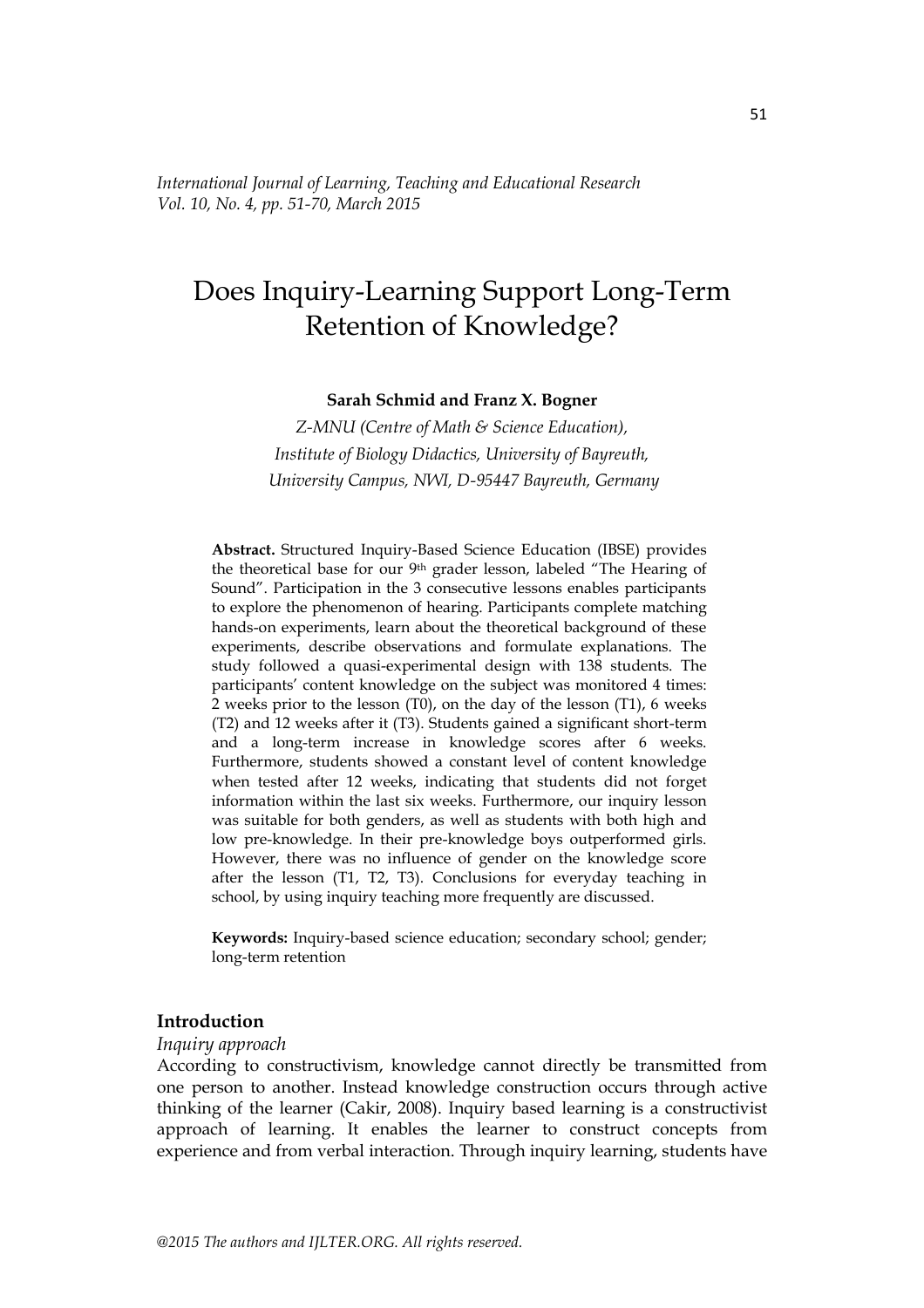*International Journal of Learning, Teaching and Educational Research*
*Vol. 10, No. 4, pp. 51-70, March 2015*

# Does Inquiry-Learning Support Long-Term Retention of Knowledge?

**Sarah Schmid and Franz X. Bogner**

*Z-MNU (Centre of Math & Science Education),*
*Institute of Biology Didactics, University of Bayreuth,*
*University Campus, NWI, D-95447 Bayreuth, Germany*

**Abstract.** Structured Inquiry-Based Science Education (IBSE) provides the theoretical base for our 9th grader lesson, labeled "The Hearing of Sound". Participation in the 3 consecutive lessons enables participants to explore the phenomenon of hearing. Participants complete matching hands-on experiments, learn about the theoretical background of these experiments, describe observations and formulate explanations. The study followed a quasi-experimental design with 138 students. The participants' content knowledge on the subject was monitored 4 times: 2 weeks prior to the lesson (T0), on the day of the lesson (T1), 6 weeks (T2) and 12 weeks after it (T3). Students gained a significant short-term and a long-term increase in knowledge scores after 6 weeks. Furthermore, students showed a constant level of content knowledge when tested after 12 weeks, indicating that students did not forget information within the last six weeks. Furthermore, our inquiry lesson was suitable for both genders, as well as students with both high and low pre-knowledge. In their pre-knowledge boys outperformed girls. However, there was no influence of gender on the knowledge score after the lesson (T1, T2, T3). Conclusions for everyday teaching in school, by using inquiry teaching more frequently are discussed.

**Keywords:** Inquiry-based science education; secondary school; gender; long-term retention

## Introduction

*Inquiry approach*

According to constructivism, knowledge cannot directly be transmitted from one person to another. Instead knowledge construction occurs through active thinking of the learner (Cakir, 2008). Inquiry based learning is a constructivist approach of learning. It enables the learner to construct concepts from experience and from verbal interaction. Through inquiry learning, students have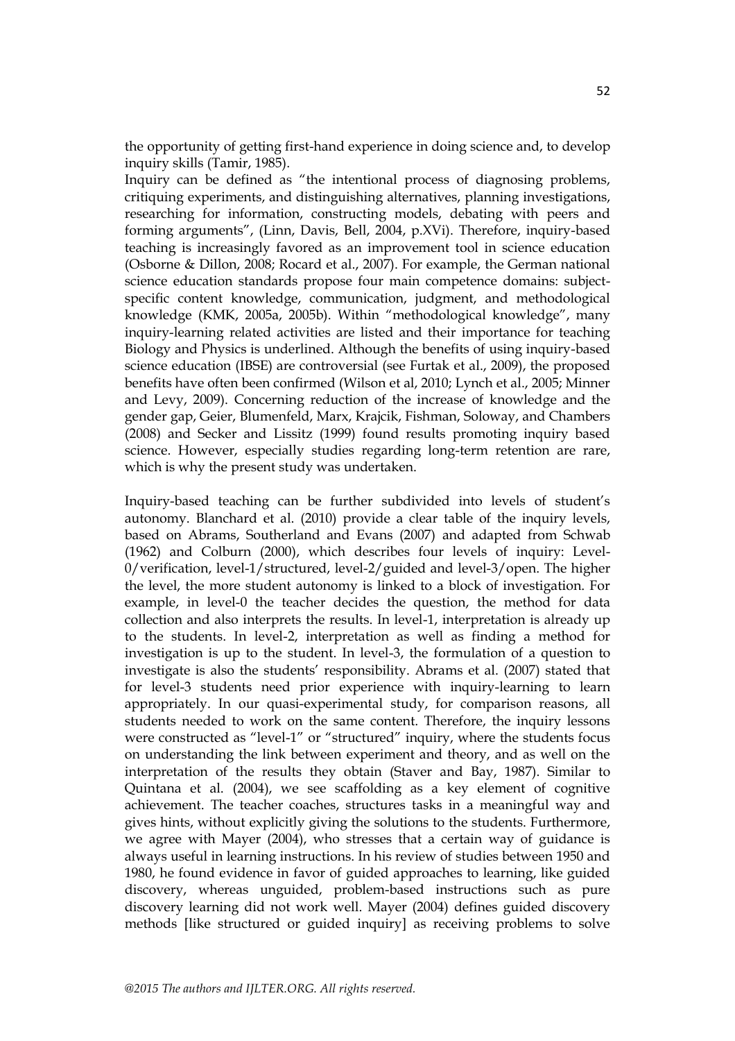the opportunity of getting first-hand experience in doing science and, to develop inquiry skills (Tamir, 1985).

Inquiry can be defined as "the intentional process of diagnosing problems, critiquing experiments, and distinguishing alternatives, planning investigations, researching for information, constructing models, debating with peers and forming arguments", (Linn, Davis, Bell, 2004, p.XVi). Therefore, inquiry-based teaching is increasingly favored as an improvement tool in science education (Osborne & Dillon, 2008; Rocard et al., 2007). For example, the German national science education standards propose four main competence domains: subject-specific content knowledge, communication, judgment, and methodological knowledge (KMK, 2005a, 2005b). Within "methodological knowledge", many inquiry-learning related activities are listed and their importance for teaching Biology and Physics is underlined. Although the benefits of using inquiry-based science education (IBSE) are controversial (see Furtak et al., 2009), the proposed benefits have often been confirmed (Wilson et al, 2010; Lynch et al., 2005; Minner and Levy, 2009). Concerning reduction of the increase of knowledge and the gender gap, Geier, Blumenfeld, Marx, Krajcik, Fishman, Soloway, and Chambers (2008) and Secker and Lissitz (1999) found results promoting inquiry based science. However, especially studies regarding long-term retention are rare, which is why the present study was undertaken.

Inquiry-based teaching can be further subdivided into levels of student's autonomy. Blanchard et al. (2010) provide a clear table of the inquiry levels, based on Abrams, Southerland and Evans (2007) and adapted from Schwab (1962) and Colburn (2000), which describes four levels of inquiry: Level-0/verification, level-1/structured, level-2/guided and level-3/open. The higher the level, the more student autonomy is linked to a block of investigation. For example, in level-0 the teacher decides the question, the method for data collection and also interprets the results. In level-1, interpretation is already up to the students. In level-2, interpretation as well as finding a method for investigation is up to the student. In level-3, the formulation of a question to investigate is also the students' responsibility. Abrams et al. (2007) stated that for level-3 students need prior experience with inquiry-learning to learn appropriately. In our quasi-experimental study, for comparison reasons, all students needed to work on the same content. Therefore, the inquiry lessons were constructed as "level-1" or "structured" inquiry, where the students focus on understanding the link between experiment and theory, and as well on the interpretation of the results they obtain (Staver and Bay, 1987). Similar to Quintana et al. (2004), we see scaffolding as a key element of cognitive achievement. The teacher coaches, structures tasks in a meaningful way and gives hints, without explicitly giving the solutions to the students. Furthermore, we agree with Mayer (2004), who stresses that a certain way of guidance is always useful in learning instructions. In his review of studies between 1950 and 1980, he found evidence in favor of guided approaches to learning, like guided discovery, whereas unguided, problem-based instructions such as pure discovery learning did not work well. Mayer (2004) defines guided discovery methods [like structured or guided inquiry] as receiving problems to solve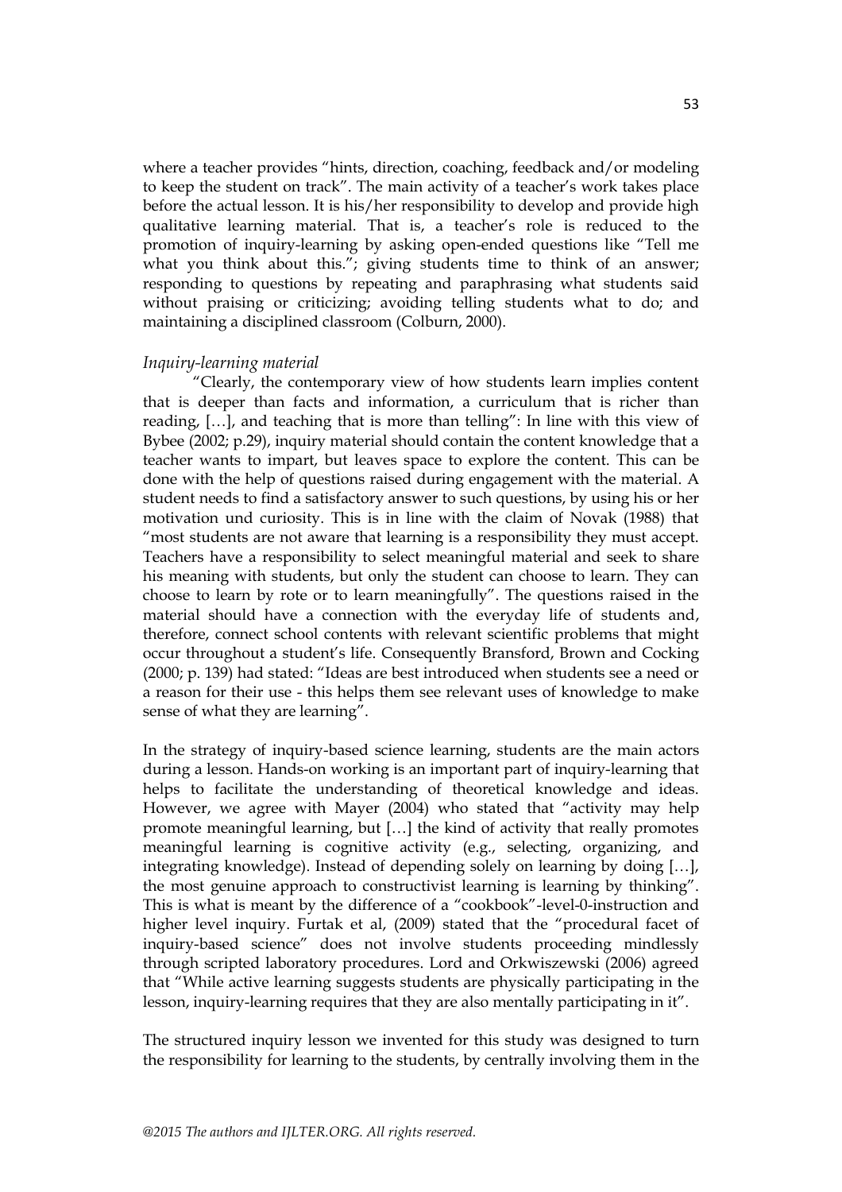where a teacher provides "hints, direction, coaching, feedback and/or modeling to keep the student on track". The main activity of a teacher's work takes place before the actual lesson. It is his/her responsibility to develop and provide high qualitative learning material. That is, a teacher's role is reduced to the promotion of inquiry-learning by asking open-ended questions like "Tell me what you think about this."; giving students time to think of an answer; responding to questions by repeating and paraphrasing what students said without praising or criticizing; avoiding telling students what to do; and maintaining a disciplined classroom (Colburn, 2000).

*Inquiry-learning material*

"Clearly, the contemporary view of how students learn implies content that is deeper than facts and information, a curriculum that is richer than reading, […], and teaching that is more than telling": In line with this view of Bybee (2002; p.29), inquiry material should contain the content knowledge that a teacher wants to impart, but leaves space to explore the content. This can be done with the help of questions raised during engagement with the material. A student needs to find a satisfactory answer to such questions, by using his or her motivation und curiosity. This is in line with the claim of Novak (1988) that "most students are not aware that learning is a responsibility they must accept. Teachers have a responsibility to select meaningful material and seek to share his meaning with students, but only the student can choose to learn. They can choose to learn by rote or to learn meaningfully". The questions raised in the material should have a connection with the everyday life of students and, therefore, connect school contents with relevant scientific problems that might occur throughout a student's life. Consequently Bransford, Brown and Cocking (2000; p. 139) had stated: "Ideas are best introduced when students see a need or a reason for their use - this helps them see relevant uses of knowledge to make sense of what they are learning".

In the strategy of inquiry-based science learning, students are the main actors during a lesson. Hands-on working is an important part of inquiry-learning that helps to facilitate the understanding of theoretical knowledge and ideas. However, we agree with Mayer (2004) who stated that "activity may help promote meaningful learning, but […] the kind of activity that really promotes meaningful learning is cognitive activity (e.g., selecting, organizing, and integrating knowledge). Instead of depending solely on learning by doing […], the most genuine approach to constructivist learning is learning by thinking". This is what is meant by the difference of a "cookbook"-level-0-instruction and higher level inquiry. Furtak et al, (2009) stated that the "procedural facet of inquiry-based science" does not involve students proceeding mindlessly through scripted laboratory procedures. Lord and Orkwiszewski (2006) agreed that "While active learning suggests students are physically participating in the lesson, inquiry-learning requires that they are also mentally participating in it".

The structured inquiry lesson we invented for this study was designed to turn the responsibility for learning to the students, by centrally involving them in the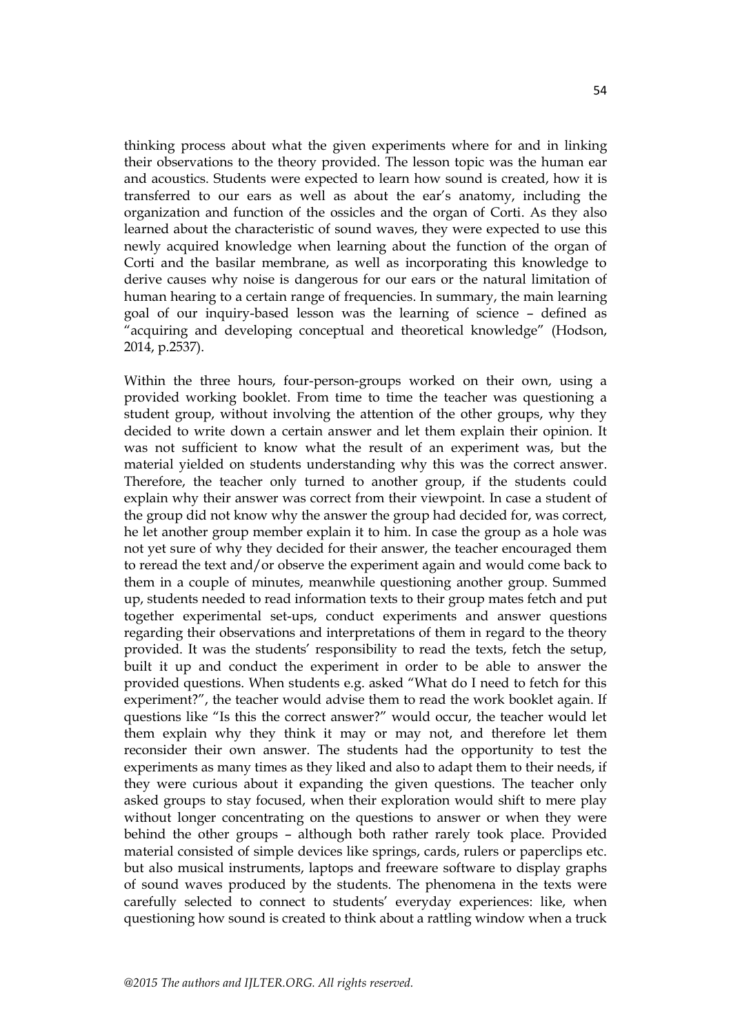thinking process about what the given experiments where for and in linking their observations to the theory provided. The lesson topic was the human ear and acoustics. Students were expected to learn how sound is created, how it is transferred to our ears as well as about the ear's anatomy, including the organization and function of the ossicles and the organ of Corti. As they also learned about the characteristic of sound waves, they were expected to use this newly acquired knowledge when learning about the function of the organ of Corti and the basilar membrane, as well as incorporating this knowledge to derive causes why noise is dangerous for our ears or the natural limitation of human hearing to a certain range of frequencies. In summary, the main learning goal of our inquiry-based lesson was the learning of science – defined as "acquiring and developing conceptual and theoretical knowledge" (Hodson, 2014, p.2537).

Within the three hours, four-person-groups worked on their own, using a provided working booklet. From time to time the teacher was questioning a student group, without involving the attention of the other groups, why they decided to write down a certain answer and let them explain their opinion. It was not sufficient to know what the result of an experiment was, but the material yielded on students understanding why this was the correct answer. Therefore, the teacher only turned to another group, if the students could explain why their answer was correct from their viewpoint. In case a student of the group did not know why the answer the group had decided for, was correct, he let another group member explain it to him. In case the group as a hole was not yet sure of why they decided for their answer, the teacher encouraged them to reread the text and/or observe the experiment again and would come back to them in a couple of minutes, meanwhile questioning another group. Summed up, students needed to read information texts to their group mates fetch and put together experimental set-ups, conduct experiments and answer questions regarding their observations and interpretations of them in regard to the theory provided. It was the students' responsibility to read the texts, fetch the setup, built it up and conduct the experiment in order to be able to answer the provided questions. When students e.g. asked "What do I need to fetch for this experiment?", the teacher would advise them to read the work booklet again. If questions like "Is this the correct answer?" would occur, the teacher would let them explain why they think it may or may not, and therefore let them reconsider their own answer. The students had the opportunity to test the experiments as many times as they liked and also to adapt them to their needs, if they were curious about it expanding the given questions. The teacher only asked groups to stay focused, when their exploration would shift to mere play without longer concentrating on the questions to answer or when they were behind the other groups – although both rather rarely took place. Provided material consisted of simple devices like springs, cards, rulers or paperclips etc. but also musical instruments, laptops and freeware software to display graphs of sound waves produced by the students. The phenomena in the texts were carefully selected to connect to students' everyday experiences: like, when questioning how sound is created to think about a rattling window when a truck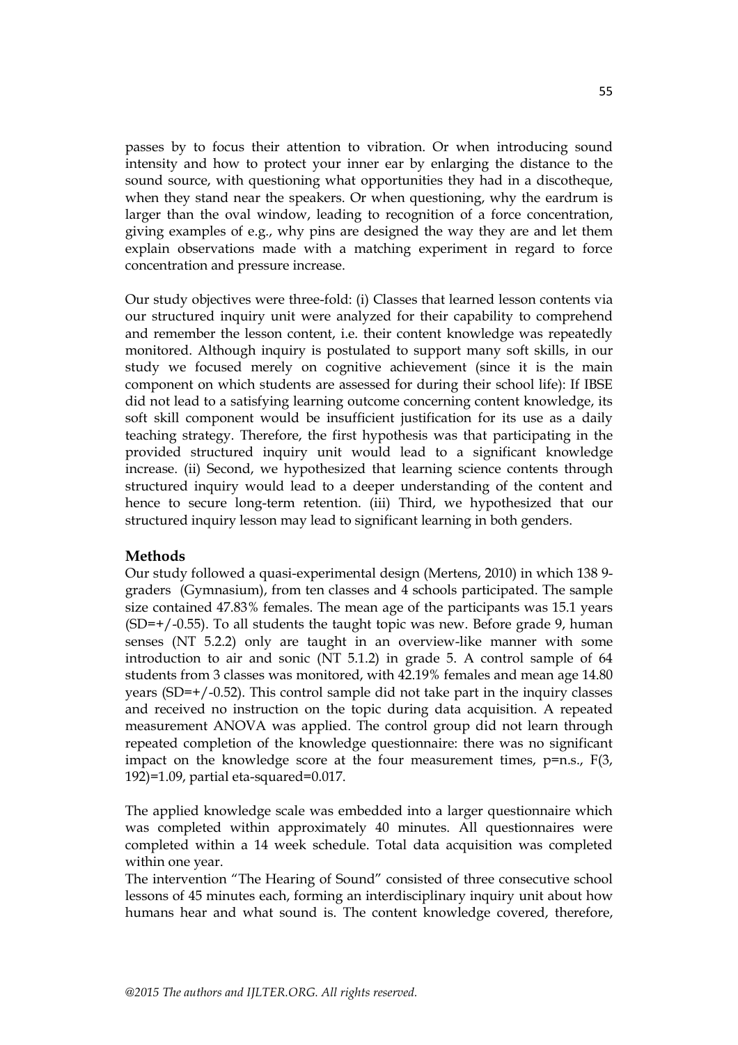passes by to focus their attention to vibration. Or when introducing sound intensity and how to protect your inner ear by enlarging the distance to the sound source, with questioning what opportunities they had in a discotheque, when they stand near the speakers. Or when questioning, why the eardrum is larger than the oval window, leading to recognition of a force concentration, giving examples of e.g., why pins are designed the way they are and let them explain observations made with a matching experiment in regard to force concentration and pressure increase.

Our study objectives were three-fold: (i) Classes that learned lesson contents via our structured inquiry unit were analyzed for their capability to comprehend and remember the lesson content, i.e. their content knowledge was repeatedly monitored. Although inquiry is postulated to support many soft skills, in our study we focused merely on cognitive achievement (since it is the main component on which students are assessed for during their school life): If IBSE did not lead to a satisfying learning outcome concerning content knowledge, its soft skill component would be insufficient justification for its use as a daily teaching strategy. Therefore, the first hypothesis was that participating in the provided structured inquiry unit would lead to a significant knowledge increase. (ii) Second, we hypothesized that learning science contents through structured inquiry would lead to a deeper understanding of the content and hence to secure long-term retention. (iii) Third, we hypothesized that our structured inquiry lesson may lead to significant learning in both genders.

## Methods

Our study followed a quasi-experimental design (Mertens, 2010) in which 138 9-graders (Gymnasium), from ten classes and 4 schools participated. The sample size contained 47.83% females. The mean age of the participants was 15.1 years (SD=+/-0.55). To all students the taught topic was new. Before grade 9, human senses (NT 5.2.2) only are taught in an overview-like manner with some introduction to air and sonic (NT 5.1.2) in grade 5. A control sample of 64 students from 3 classes was monitored, with 42.19% females and mean age 14.80 years (SD=+/-0.52). This control sample did not take part in the inquiry classes and received no instruction on the topic during data acquisition. A repeated measurement ANOVA was applied. The control group did not learn through repeated completion of the knowledge questionnaire: there was no significant impact on the knowledge score at the four measurement times, p=n.s., $F(3, 192)=1.09$, partial eta-squared=0.017.

The applied knowledge scale was embedded into a larger questionnaire which was completed within approximately 40 minutes. All questionnaires were completed within a 14 week schedule. Total data acquisition was completed within one year.

The intervention "The Hearing of Sound" consisted of three consecutive school lessons of 45 minutes each, forming an interdisciplinary inquiry unit about how humans hear and what sound is. The content knowledge covered, therefore,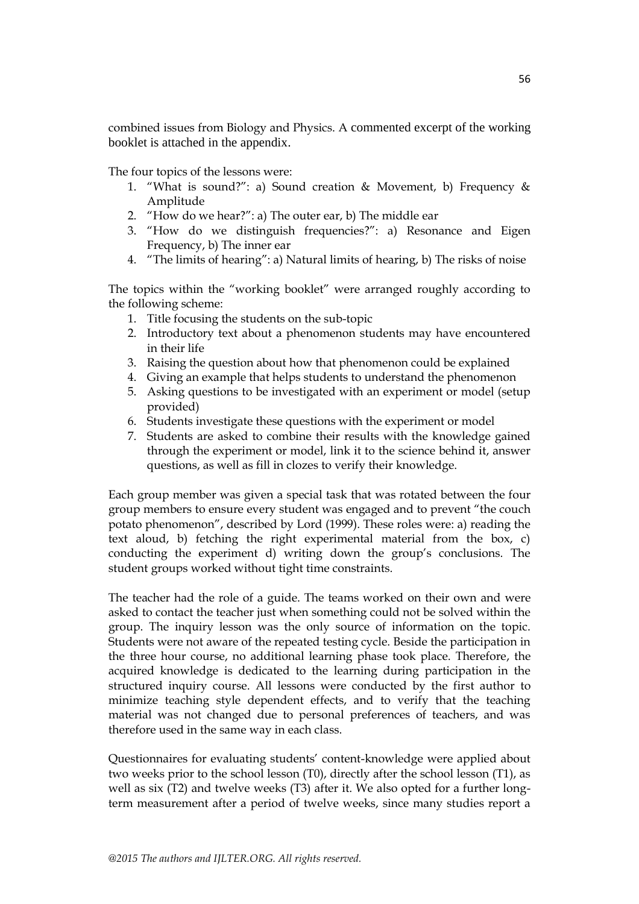combined issues from Biology and Physics. A commented excerpt of the working booklet is attached in the appendix.

The four topics of the lessons were:

1. "What is sound?": a) Sound creation & Movement, b) Frequency & Amplitude
2. "How do we hear?": a) The outer ear, b) The middle ear
3. "How do we distinguish frequencies?": a) Resonance and Eigen Frequency, b) The inner ear
4. "The limits of hearing": a) Natural limits of hearing, b) The risks of noise

The topics within the "working booklet" were arranged roughly according to the following scheme:

1. Title focusing the students on the sub-topic
2. Introductory text about a phenomenon students may have encountered in their life
3. Raising the question about how that phenomenon could be explained
4. Giving an example that helps students to understand the phenomenon
5. Asking questions to be investigated with an experiment or model (setup provided)
6. Students investigate these questions with the experiment or model
7. Students are asked to combine their results with the knowledge gained through the experiment or model, link it to the science behind it, answer questions, as well as fill in clozes to verify their knowledge.

Each group member was given a special task that was rotated between the four group members to ensure every student was engaged and to prevent "the couch potato phenomenon", described by Lord (1999). These roles were: a) reading the text aloud, b) fetching the right experimental material from the box, c) conducting the experiment d) writing down the group's conclusions. The student groups worked without tight time constraints.

The teacher had the role of a guide. The teams worked on their own and were asked to contact the teacher just when something could not be solved within the group. The inquiry lesson was the only source of information on the topic. Students were not aware of the repeated testing cycle. Beside the participation in the three hour course, no additional learning phase took place. Therefore, the acquired knowledge is dedicated to the learning during participation in the structured inquiry course. All lessons were conducted by the first author to minimize teaching style dependent effects, and to verify that the teaching material was not changed due to personal preferences of teachers, and was therefore used in the same way in each class.

Questionnaires for evaluating students' content-knowledge were applied about two weeks prior to the school lesson (T0), directly after the school lesson (T1), as well as six (T2) and twelve weeks (T3) after it. We also opted for a further long-term measurement after a period of twelve weeks, since many studies report a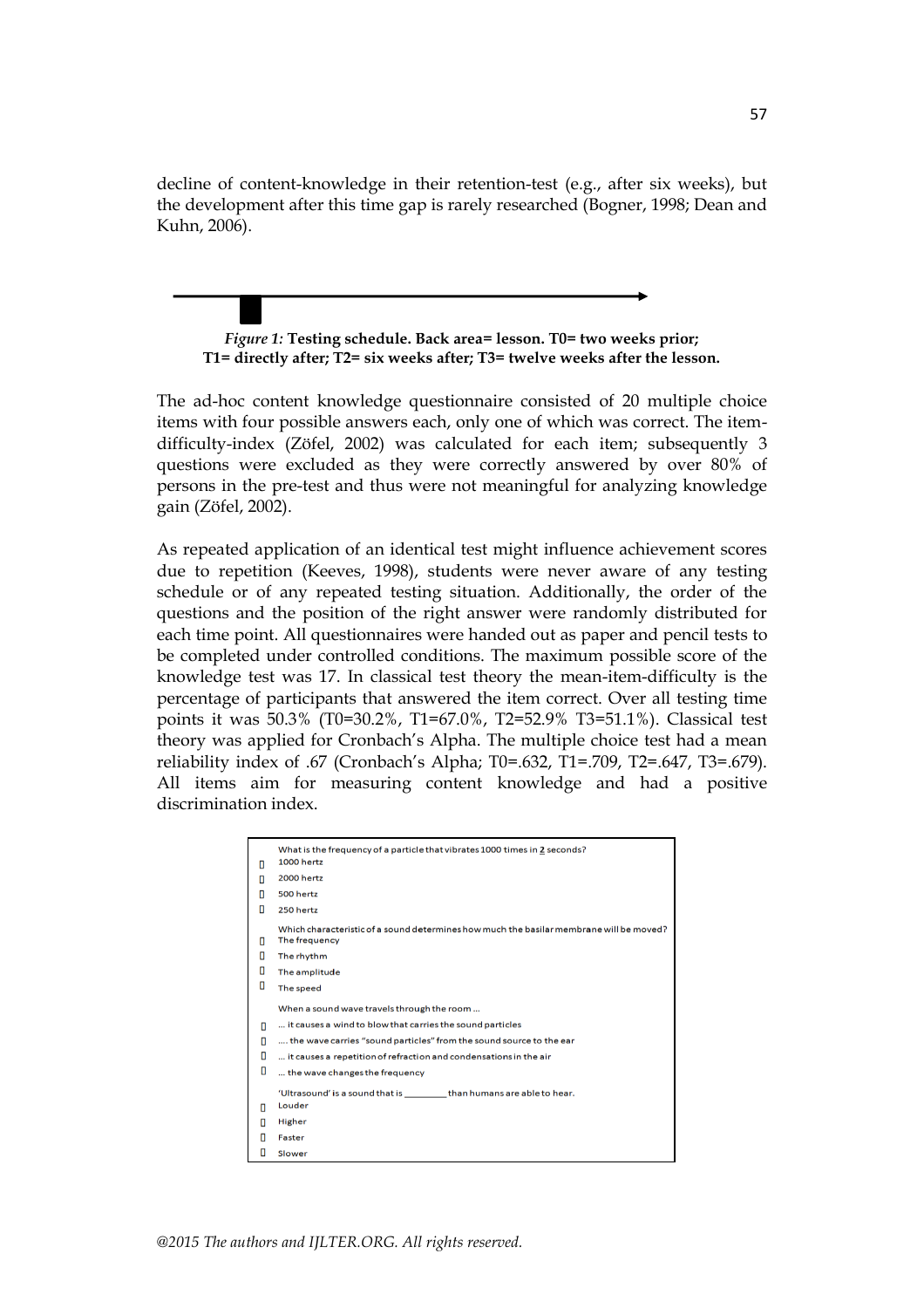decline of content-knowledge in their retention-test (e.g., after six weeks), but the development after this time gap is rarely researched (Bogner, 1998; Dean and Kuhn, 2006).

*Figure 1:* **Testing schedule. Back area= lesson. T0= two weeks prior; T1= directly after; T2= six weeks after; T3= twelve weeks after the lesson.**

The ad-hoc content knowledge questionnaire consisted of 20 multiple choice items with four possible answers each, only one of which was correct. The item-difficulty-index (Zöfel, 2002) was calculated for each item; subsequently 3 questions were excluded as they were correctly answered by over 80% of persons in the pre-test and thus were not meaningful for analyzing knowledge gain (Zöfel, 2002).

As repeated application of an identical test might influence achievement scores due to repetition (Keeves, 1998), students were never aware of any testing schedule or of any repeated testing situation. Additionally, the order of the questions and the position of the right answer were randomly distributed for each time point. All questionnaires were handed out as paper and pencil tests to be completed under controlled conditions. The maximum possible score of the knowledge test was 17. In classical test theory the mean-item-difficulty is the percentage of participants that answered the item correct. Over all testing time points it was 50.3% (T0=30.2%, T1=67.0%, T2=52.9% T3=51.1%). Classical test theory was applied for Cronbach's Alpha. The multiple choice test had a mean reliability index of .67 (Cronbach's Alpha; T0=.632, T1=.709, T2=.647, T3=.679). All items aim for measuring content knowledge and had a positive discrimination index.

What is the frequency of a particle that vibrates 1000 times in 2 seconds?

- ▯ 1000 hertz
- ▯ 2000 hertz
- ▯ 500 hertz
- ▯ 250 hertz

Which characteristic of a sound determines how much the basilar membrane will be moved?

- ▯ The frequency
- ▯ The rhythm
- ▯ The amplitude
- ▯ The speed

When a sound wave travels through the room ...

- ▯ ... it causes a wind to blow that carries the sound particles
- ▯ .... the wave carries "sound particles" from the sound source to the ear
- ▯ ... it causes a repetition of refraction and condensations in the air
- ▯ ... the wave changes the frequency

'Ultrasound' is a sound that is ________ than humans are able to hear.

- ▯ Louder
- ▯ Higher
- ▯ Faster
- ▯ Slower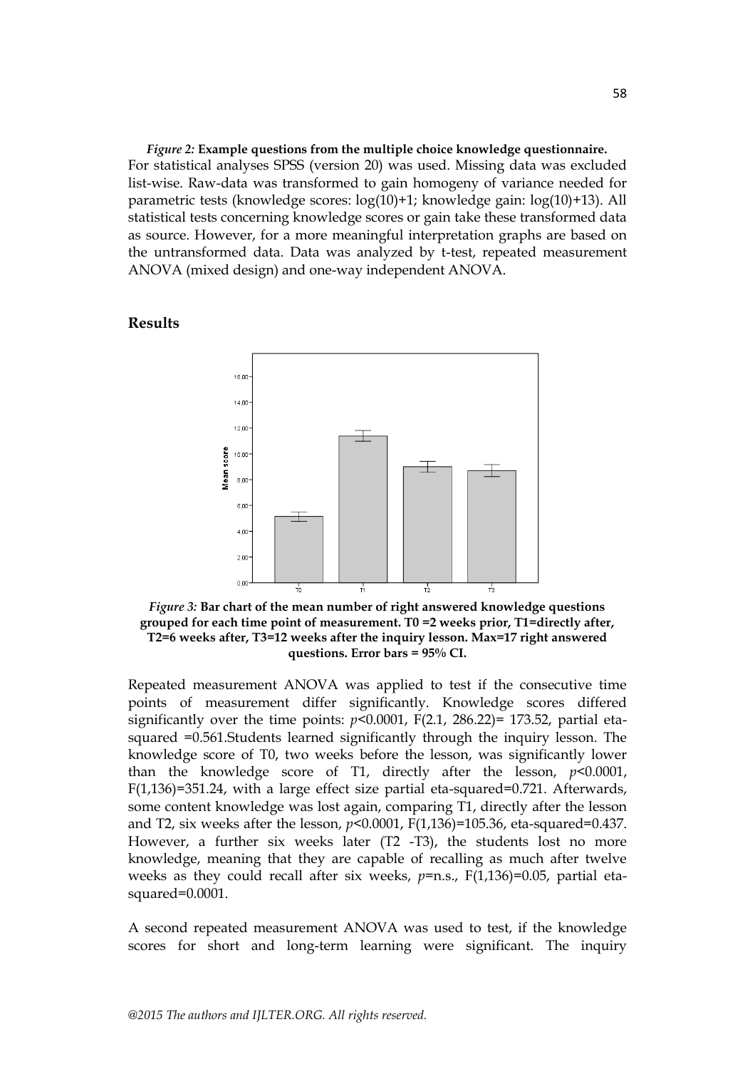*Figure 2:* **Example questions from the multiple choice knowledge questionnaire.**

For statistical analyses SPSS (version 20) was used. Missing data was excluded list-wise. Raw-data was transformed to gain homogeny of variance needed for parametric tests (knowledge scores: log(10)+1; knowledge gain: log(10)+13). All statistical tests concerning knowledge scores or gain take these transformed data as source. However, for a more meaningful interpretation graphs are based on the untransformed data. Data was analyzed by t-test, repeated measurement ANOVA (mixed design) and one-way independent ANOVA.

## Results

*Figure 3:* **Bar chart of the mean number of right answered knowledge questions grouped for each time point of measurement. T0 =2 weeks prior, T1=directly after, T2=6 weeks after, T3=12 weeks after the inquiry lesson. Max=17 right answered questions. Error bars = 95% CI.**

Repeated measurement ANOVA was applied to test if the consecutive time points of measurement differ significantly. Knowledge scores differed significantly over the time points: $p<0.0001$, $F(2.1, 286.22)= 173.52$, partial eta-squared =0.561.Students learned significantly through the inquiry lesson. The knowledge score of T0, two weeks before the lesson, was significantly lower than the knowledge score of T1, directly after the lesson, $p<0.0001$, $F(1,136)=351.24$, with a large effect size partial eta-squared=0.721. Afterwards, some content knowledge was lost again, comparing T1, directly after the lesson and T2, six weeks after the lesson, $p<0.0001$, $F(1,136)=105.36$, eta-squared=0.437. However, a further six weeks later (T2 -T3), the students lost no more knowledge, meaning that they are capable of recalling as much after twelve weeks as they could recall after six weeks, $p$=n.s., $F(1,136)=0.05$, partial eta-squared=0.0001.

A second repeated measurement ANOVA was used to test, if the knowledge scores for short and long-term learning were significant. The inquiry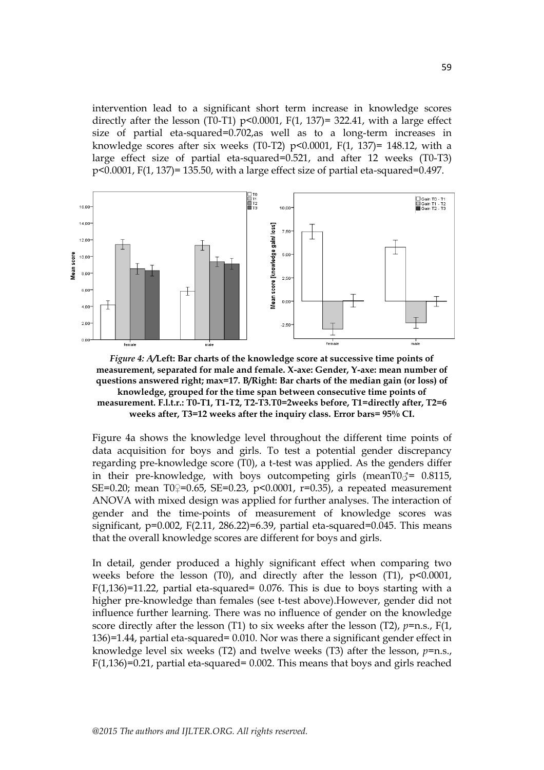intervention lead to a significant short term increase in knowledge scores directly after the lesson (T0-T1) $p<0.0001$, $F(1, 137)= 322.41$, with a large effect size of partial eta-squared=0.702,as well as to a long-term increases in knowledge scores after six weeks (T0-T2) $p<0.0001$, $F(1, 137)= 148.12$, with a large effect size of partial eta-squared=0.521, and after 12 weeks (T0-T3) $p<0.0001$, $F(1, 137)= 135.50$, with a large effect size of partial eta-squared=0.497.

***Figure 4: A/*Left: Bar charts of the knowledge score at successive time points of measurement, separated for male and female. X-axe: Gender, Y-axe: mean number of questions answered right; max=17. B/Right: Bar charts of the median gain (or loss) of knowledge, grouped for the time span between consecutive time points of measurement. F.l.t.r.: T0-T1, T1-T2, T2-T3.T0=2weeks before, T1=directly after, T2=6 weeks after, T3=12 weeks after the inquiry class. Error bars= 95% CI.**

Figure 4a shows the knowledge level throughout the different time points of data acquisition for boys and girls. To test a potential gender discrepancy regarding pre-knowledge score (T0), a t-test was applied. As the genders differ in their pre-knowledge, with boys outcompeting girls (meanT0♂= 0.8115, SE=0.20; mean T0♀=0.65, SE=0.23, $p<0.0001$, $r=0.35$), a repeated measurement ANOVA with mixed design was applied for further analyses. The interaction of gender and the time-points of measurement of knowledge scores was significant, $p=0.002$, $F(2.11, 286.22)=6.39$, partial eta-squared=0.045. This means that the overall knowledge scores are different for boys and girls.

In detail, gender produced a highly significant effect when comparing two weeks before the lesson (T0), and directly after the lesson (T1), $p<0.0001$, $F(1,136)=11.22$, partial eta-squared= 0.076. This is due to boys starting with a higher pre-knowledge than females (see t-test above).However, gender did not influence further learning. There was no influence of gender on the knowledge score directly after the lesson (T1) to six weeks after the lesson (T2), *p*=n.s., $F(1, 136)=1.44$, partial eta-squared= 0.010. Nor was there a significant gender effect in knowledge level six weeks (T2) and twelve weeks (T3) after the lesson, *p*=n.s., $F(1,136)=0.21$, partial eta-squared= 0.002. This means that boys and girls reached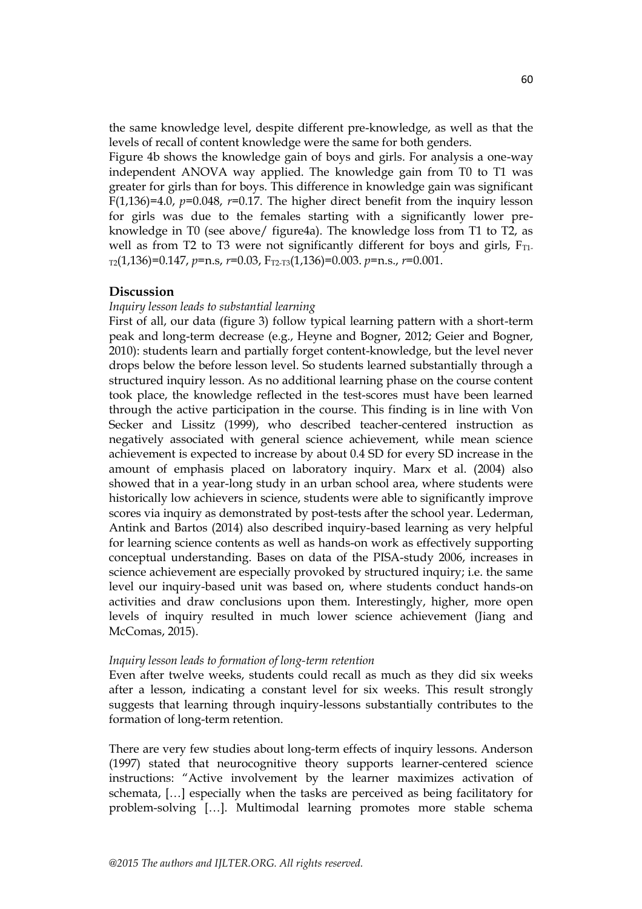the same knowledge level, despite different pre-knowledge, as well as that the levels of recall of content knowledge were the same for both genders.

Figure 4b shows the knowledge gain of boys and girls. For analysis a one-way independent ANOVA way applied. The knowledge gain from T0 to T1 was greater for girls than for boys. This difference in knowledge gain was significant $F(1,136)=4.0$, $p=0.048$, $r=0.17$. The higher direct benefit from the inquiry lesson for girls was due to the females starting with a significantly lower pre-knowledge in T0 (see above/ figure4a). The knowledge loss from T1 to T2, as well as from T2 to T3 were not significantly different for boys and girls, $F_{T1-T2}(1,136)=0.147$, $p$=n.s, $r=0.03$, $F_{T2-T3}(1,136)=0.003$. $p$=n.s., $r=0.001$.

## Discussion

*Inquiry lesson leads to substantial learning*

First of all, our data (figure 3) follow typical learning pattern with a short-term peak and long-term decrease (e.g., Heyne and Bogner, 2012; Geier and Bogner, 2010): students learn and partially forget content-knowledge, but the level never drops below the before lesson level. So students learned substantially through a structured inquiry lesson. As no additional learning phase on the course content took place, the knowledge reflected in the test-scores must have been learned through the active participation in the course. This finding is in line with Von Secker and Lissitz (1999), who described teacher-centered instruction as negatively associated with general science achievement, while mean science achievement is expected to increase by about 0.4 SD for every SD increase in the amount of emphasis placed on laboratory inquiry. Marx et al. (2004) also showed that in a year-long study in an urban school area, where students were historically low achievers in science, students were able to significantly improve scores via inquiry as demonstrated by post-tests after the school year. Lederman, Antink and Bartos (2014) also described inquiry-based learning as very helpful for learning science contents as well as hands-on work as effectively supporting conceptual understanding. Bases on data of the PISA-study 2006, increases in science achievement are especially provoked by structured inquiry; i.e. the same level our inquiry-based unit was based on, where students conduct hands-on activities and draw conclusions upon them. Interestingly, higher, more open levels of inquiry resulted in much lower science achievement (Jiang and McComas, 2015).

*Inquiry lesson leads to formation of long-term retention*

Even after twelve weeks, students could recall as much as they did six weeks after a lesson, indicating a constant level for six weeks. This result strongly suggests that learning through inquiry-lessons substantially contributes to the formation of long-term retention.

There are very few studies about long-term effects of inquiry lessons. Anderson (1997) stated that neurocognitive theory supports learner-centered science instructions: "Active involvement by the learner maximizes activation of schemata, […] especially when the tasks are perceived as being facilitatory for problem-solving […]. Multimodal learning promotes more stable schema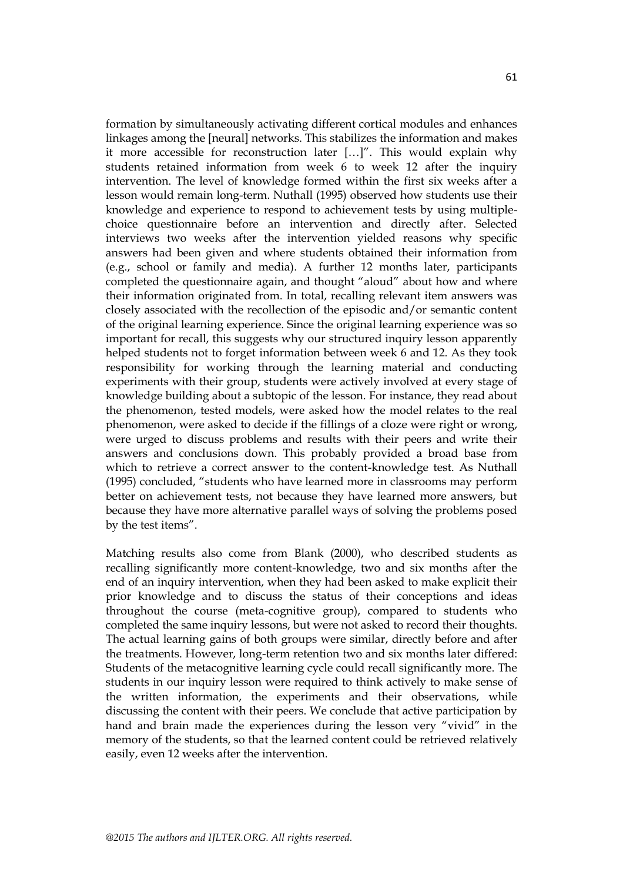formation by simultaneously activating different cortical modules and enhances linkages among the [neural] networks. This stabilizes the information and makes it more accessible for reconstruction later […]". This would explain why students retained information from week 6 to week 12 after the inquiry intervention. The level of knowledge formed within the first six weeks after a lesson would remain long-term. Nuthall (1995) observed how students use their knowledge and experience to respond to achievement tests by using multiple-choice questionnaire before an intervention and directly after. Selected interviews two weeks after the intervention yielded reasons why specific answers had been given and where students obtained their information from (e.g., school or family and media). A further 12 months later, participants completed the questionnaire again, and thought "aloud" about how and where their information originated from. In total, recalling relevant item answers was closely associated with the recollection of the episodic and/or semantic content of the original learning experience. Since the original learning experience was so important for recall, this suggests why our structured inquiry lesson apparently helped students not to forget information between week 6 and 12. As they took responsibility for working through the learning material and conducting experiments with their group, students were actively involved at every stage of knowledge building about a subtopic of the lesson. For instance, they read about the phenomenon, tested models, were asked how the model relates to the real phenomenon, were asked to decide if the fillings of a cloze were right or wrong, were urged to discuss problems and results with their peers and write their answers and conclusions down. This probably provided a broad base from which to retrieve a correct answer to the content-knowledge test. As Nuthall (1995) concluded, "students who have learned more in classrooms may perform better on achievement tests, not because they have learned more answers, but because they have more alternative parallel ways of solving the problems posed by the test items".

Matching results also come from Blank (2000), who described students as recalling significantly more content-knowledge, two and six months after the end of an inquiry intervention, when they had been asked to make explicit their prior knowledge and to discuss the status of their conceptions and ideas throughout the course (meta-cognitive group), compared to students who completed the same inquiry lessons, but were not asked to record their thoughts. The actual learning gains of both groups were similar, directly before and after the treatments. However, long-term retention two and six months later differed: Students of the metacognitive learning cycle could recall significantly more. The students in our inquiry lesson were required to think actively to make sense of the written information, the experiments and their observations, while discussing the content with their peers. We conclude that active participation by hand and brain made the experiences during the lesson very "vivid" in the memory of the students, so that the learned content could be retrieved relatively easily, even 12 weeks after the intervention.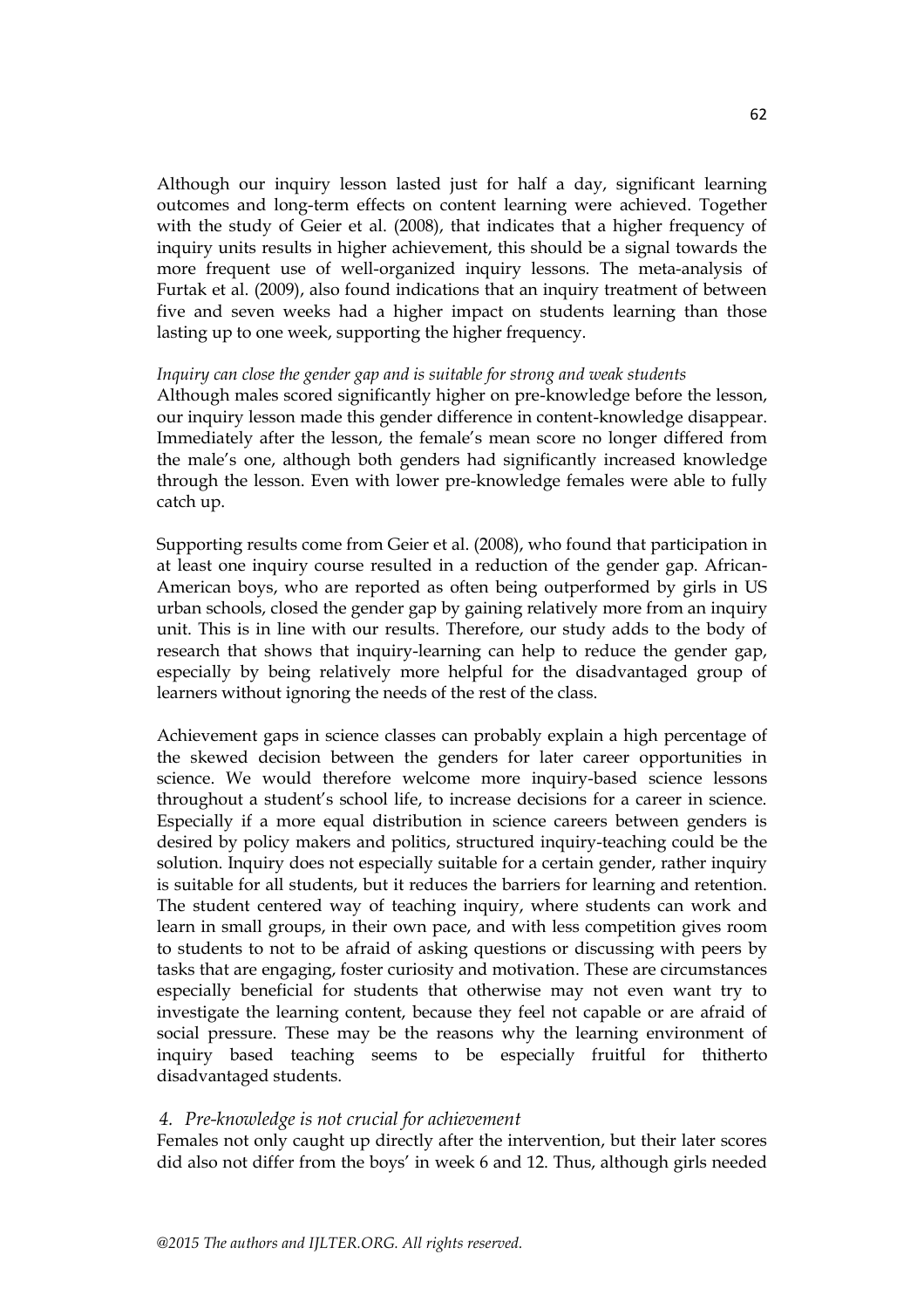Although our inquiry lesson lasted just for half a day, significant learning outcomes and long-term effects on content learning were achieved. Together with the study of Geier et al. (2008), that indicates that a higher frequency of inquiry units results in higher achievement, this should be a signal towards the more frequent use of well-organized inquiry lessons. The meta-analysis of Furtak et al. (2009), also found indications that an inquiry treatment of between five and seven weeks had a higher impact on students learning than those lasting up to one week, supporting the higher frequency.

*Inquiry can close the gender gap and is suitable for strong and weak students*

Although males scored significantly higher on pre-knowledge before the lesson, our inquiry lesson made this gender difference in content-knowledge disappear. Immediately after the lesson, the female's mean score no longer differed from the male's one, although both genders had significantly increased knowledge through the lesson. Even with lower pre-knowledge females were able to fully catch up.

Supporting results come from Geier et al. (2008), who found that participation in at least one inquiry course resulted in a reduction of the gender gap. African-American boys, who are reported as often being outperformed by girls in US urban schools, closed the gender gap by gaining relatively more from an inquiry unit. This is in line with our results. Therefore, our study adds to the body of research that shows that inquiry-learning can help to reduce the gender gap, especially by being relatively more helpful for the disadvantaged group of learners without ignoring the needs of the rest of the class.

Achievement gaps in science classes can probably explain a high percentage of the skewed decision between the genders for later career opportunities in science. We would therefore welcome more inquiry-based science lessons throughout a student's school life, to increase decisions for a career in science. Especially if a more equal distribution in science careers between genders is desired by policy makers and politics, structured inquiry-teaching could be the solution. Inquiry does not especially suitable for a certain gender, rather inquiry is suitable for all students, but it reduces the barriers for learning and retention. The student centered way of teaching inquiry, where students can work and learn in small groups, in their own pace, and with less competition gives room to students to not to be afraid of asking questions or discussing with peers by tasks that are engaging, foster curiosity and motivation. These are circumstances especially beneficial for students that otherwise may not even want try to investigate the learning content, because they feel not capable or are afraid of social pressure. These may be the reasons why the learning environment of inquiry based teaching seems to be especially fruitful for thitherto disadvantaged students.

*4. Pre-knowledge is not crucial for achievement*

Females not only caught up directly after the intervention, but their later scores did also not differ from the boys' in week 6 and 12. Thus, although girls needed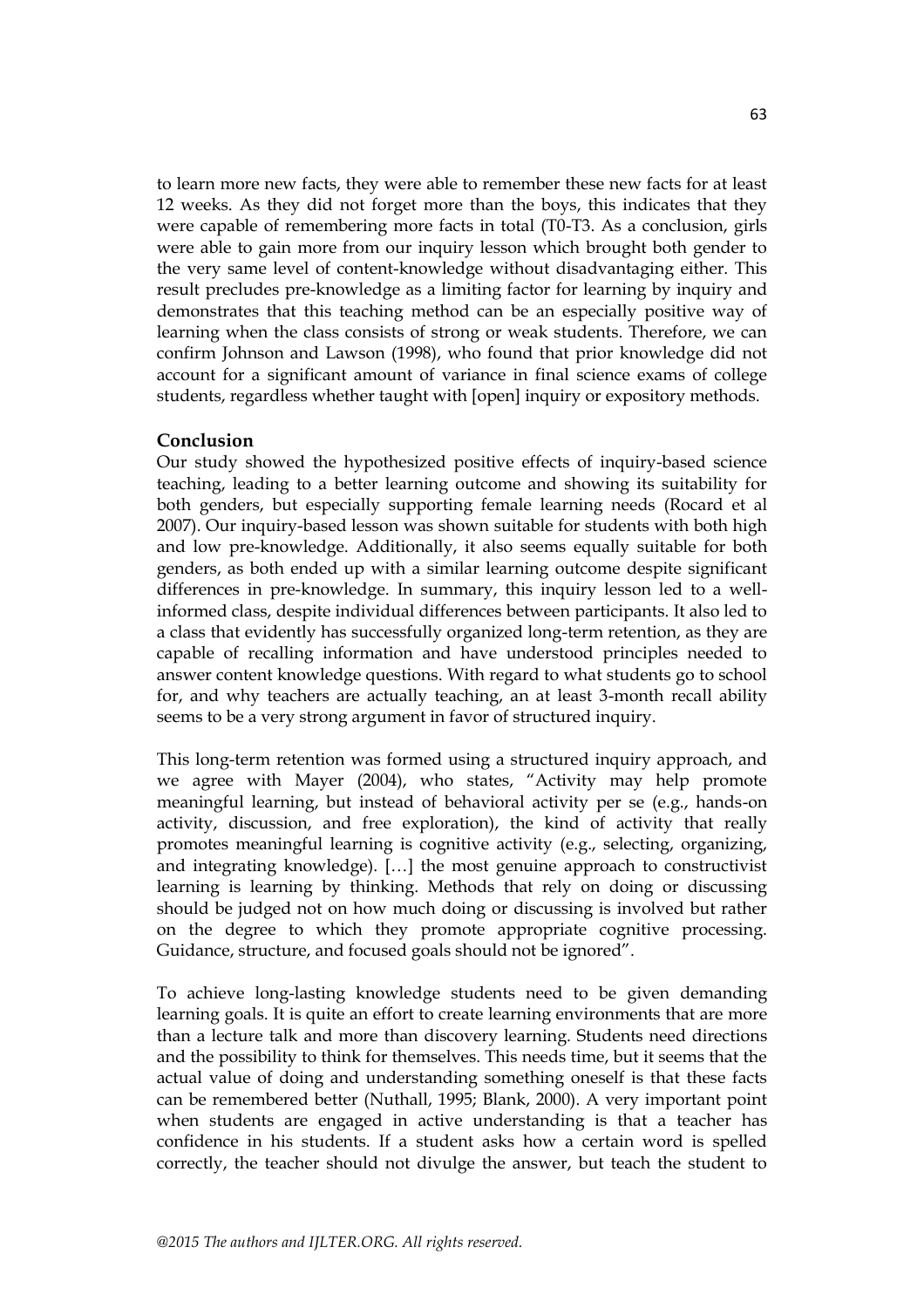to learn more new facts, they were able to remember these new facts for at least 12 weeks. As they did not forget more than the boys, this indicates that they were capable of remembering more facts in total (T0-T3. As a conclusion, girls were able to gain more from our inquiry lesson which brought both gender to the very same level of content-knowledge without disadvantaging either. This result precludes pre-knowledge as a limiting factor for learning by inquiry and demonstrates that this teaching method can be an especially positive way of learning when the class consists of strong or weak students. Therefore, we can confirm Johnson and Lawson (1998), who found that prior knowledge did not account for a significant amount of variance in final science exams of college students, regardless whether taught with [open] inquiry or expository methods.

## Conclusion

Our study showed the hypothesized positive effects of inquiry-based science teaching, leading to a better learning outcome and showing its suitability for both genders, but especially supporting female learning needs (Rocard et al 2007). Our inquiry-based lesson was shown suitable for students with both high and low pre-knowledge. Additionally, it also seems equally suitable for both genders, as both ended up with a similar learning outcome despite significant differences in pre-knowledge. In summary, this inquiry lesson led to a well-informed class, despite individual differences between participants. It also led to a class that evidently has successfully organized long-term retention, as they are capable of recalling information and have understood principles needed to answer content knowledge questions. With regard to what students go to school for, and why teachers are actually teaching, an at least 3-month recall ability seems to be a very strong argument in favor of structured inquiry.

This long-term retention was formed using a structured inquiry approach, and we agree with Mayer (2004), who states, "Activity may help promote meaningful learning, but instead of behavioral activity per se (e.g., hands-on activity, discussion, and free exploration), the kind of activity that really promotes meaningful learning is cognitive activity (e.g., selecting, organizing, and integrating knowledge). […] the most genuine approach to constructivist learning is learning by thinking. Methods that rely on doing or discussing should be judged not on how much doing or discussing is involved but rather on the degree to which they promote appropriate cognitive processing. Guidance, structure, and focused goals should not be ignored".

To achieve long-lasting knowledge students need to be given demanding learning goals. It is quite an effort to create learning environments that are more than a lecture talk and more than discovery learning. Students need directions and the possibility to think for themselves. This needs time, but it seems that the actual value of doing and understanding something oneself is that these facts can be remembered better (Nuthall, 1995; Blank, 2000). A very important point when students are engaged in active understanding is that a teacher has confidence in his students. If a student asks how a certain word is spelled correctly, the teacher should not divulge the answer, but teach the student to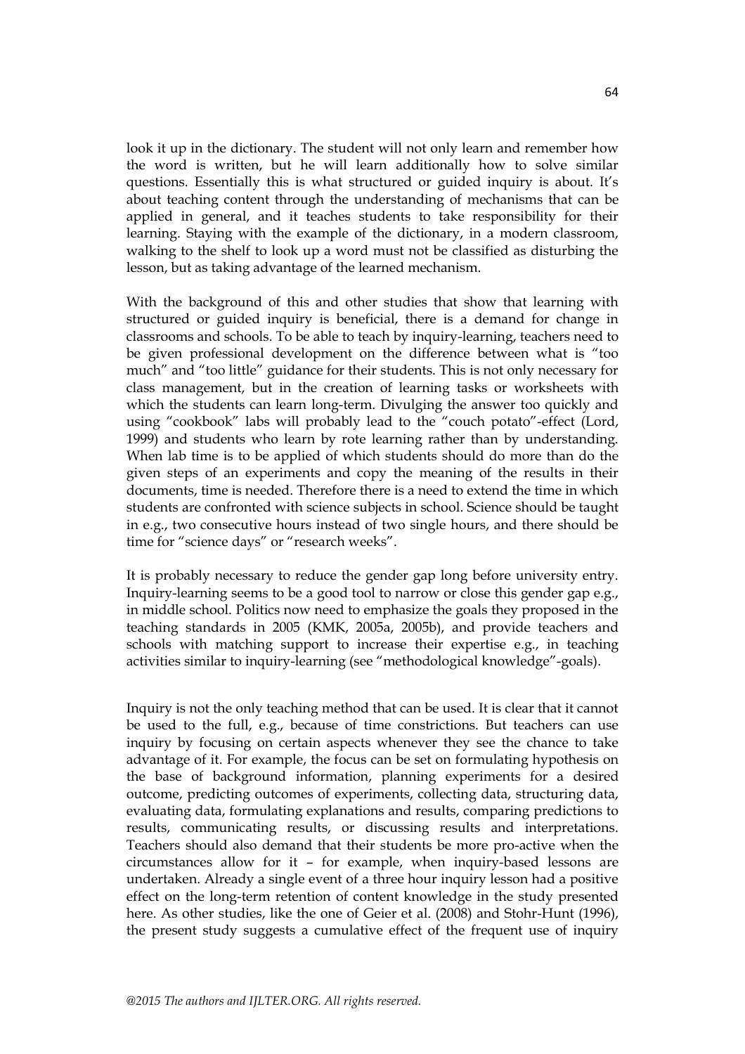look it up in the dictionary. The student will not only learn and remember how the word is written, but he will learn additionally how to solve similar questions. Essentially this is what structured or guided inquiry is about. It's about teaching content through the understanding of mechanisms that can be applied in general, and it teaches students to take responsibility for their learning. Staying with the example of the dictionary, in a modern classroom, walking to the shelf to look up a word must not be classified as disturbing the lesson, but as taking advantage of the learned mechanism.

With the background of this and other studies that show that learning with structured or guided inquiry is beneficial, there is a demand for change in classrooms and schools. To be able to teach by inquiry-learning, teachers need to be given professional development on the difference between what is "too much" and "too little" guidance for their students. This is not only necessary for class management, but in the creation of learning tasks or worksheets with which the students can learn long-term. Divulging the answer too quickly and using "cookbook" labs will probably lead to the "couch potato"-effect (Lord, 1999) and students who learn by rote learning rather than by understanding. When lab time is to be applied of which students should do more than do the given steps of an experiments and copy the meaning of the results in their documents, time is needed. Therefore there is a need to extend the time in which students are confronted with science subjects in school. Science should be taught in e.g., two consecutive hours instead of two single hours, and there should be time for "science days" or "research weeks".

It is probably necessary to reduce the gender gap long before university entry. Inquiry-learning seems to be a good tool to narrow or close this gender gap e.g., in middle school. Politics now need to emphasize the goals they proposed in the teaching standards in 2005 (KMK, 2005a, 2005b), and provide teachers and schools with matching support to increase their expertise e.g., in teaching activities similar to inquiry-learning (see "methodological knowledge"-goals).

Inquiry is not the only teaching method that can be used. It is clear that it cannot be used to the full, e.g., because of time constrictions. But teachers can use inquiry by focusing on certain aspects whenever they see the chance to take advantage of it. For example, the focus can be set on formulating hypothesis on the base of background information, planning experiments for a desired outcome, predicting outcomes of experiments, collecting data, structuring data, evaluating data, formulating explanations and results, comparing predictions to results, communicating results, or discussing results and interpretations. Teachers should also demand that their students be more pro-active when the circumstances allow for it – for example, when inquiry-based lessons are undertaken. Already a single event of a three hour inquiry lesson had a positive effect on the long-term retention of content knowledge in the study presented here. As other studies, like the one of Geier et al. (2008) and Stohr-Hunt (1996), the present study suggests a cumulative effect of the frequent use of inquiry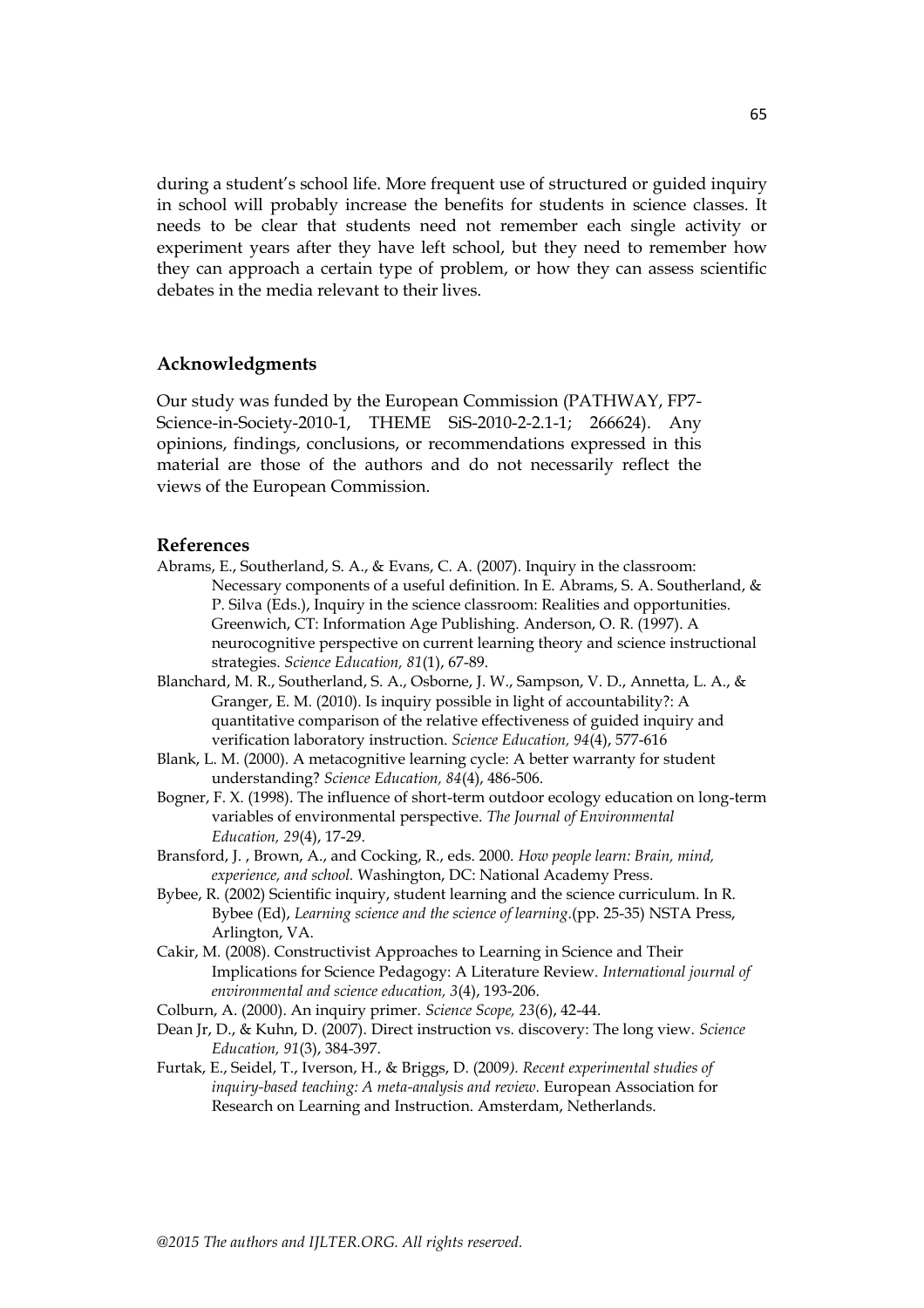during a student's school life. More frequent use of structured or guided inquiry in school will probably increase the benefits for students in science classes. It needs to be clear that students need not remember each single activity or experiment years after they have left school, but they need to remember how they can approach a certain type of problem, or how they can assess scientific debates in the media relevant to their lives.

## Acknowledgments

Our study was funded by the European Commission (PATHWAY, FP7-Science-in-Society-2010-1, THEME SiS-2010-2-2.1-1; 266624). Any opinions, findings, conclusions, or recommendations expressed in this material are those of the authors and do not necessarily reflect the views of the European Commission.

## References

Abrams, E., Southerland, S. A., & Evans, C. A. (2007). Inquiry in the classroom: Necessary components of a useful definition. In E. Abrams, S. A. Southerland, & P. Silva (Eds.), Inquiry in the science classroom: Realities and opportunities. Greenwich, CT: Information Age Publishing. Anderson, O. R. (1997). A neurocognitive perspective on current learning theory and science instructional strategies. *Science Education, 81*(1), 67-89.

Blanchard, M. R., Southerland, S. A., Osborne, J. W., Sampson, V. D., Annetta, L. A., & Granger, E. M. (2010). Is inquiry possible in light of accountability?: A quantitative comparison of the relative effectiveness of guided inquiry and verification laboratory instruction. *Science Education, 94*(4), 577-616

Blank, L. M. (2000). A metacognitive learning cycle: A better warranty for student understanding? *Science Education, 84*(4), 486-506.

Bogner, F. X. (1998). The influence of short-term outdoor ecology education on long-term variables of environmental perspective. *The Journal of Environmental Education, 29*(4), 17-29.

Bransford, J. , Brown, A., and Cocking, R., eds. 2000. *How people learn: Brain, mind, experience, and school.* Washington, DC: National Academy Press.

Bybee, R. (2002) Scientific inquiry, student learning and the science curriculum. In R. Bybee (Ed), *Learning science and the science of learning*.(pp. 25-35) NSTA Press, Arlington, VA.

Cakir, M. (2008). Constructivist Approaches to Learning in Science and Their Implications for Science Pedagogy: A Literature Review. *International journal of environmental and science education, 3*(4), 193-206.

Colburn, A. (2000). An inquiry primer. *Science Scope, 23*(6), 42-44.

Dean Jr, D., & Kuhn, D. (2007). Direct instruction vs. discovery: The long view. *Science Education, 91*(3), 384-397.

Furtak, E., Seidel, T., Iverson, H., & Briggs, D. (2009*). Recent experimental studies of inquiry-based teaching: A meta-analysis and review.* European Association for Research on Learning and Instruction. Amsterdam, Netherlands.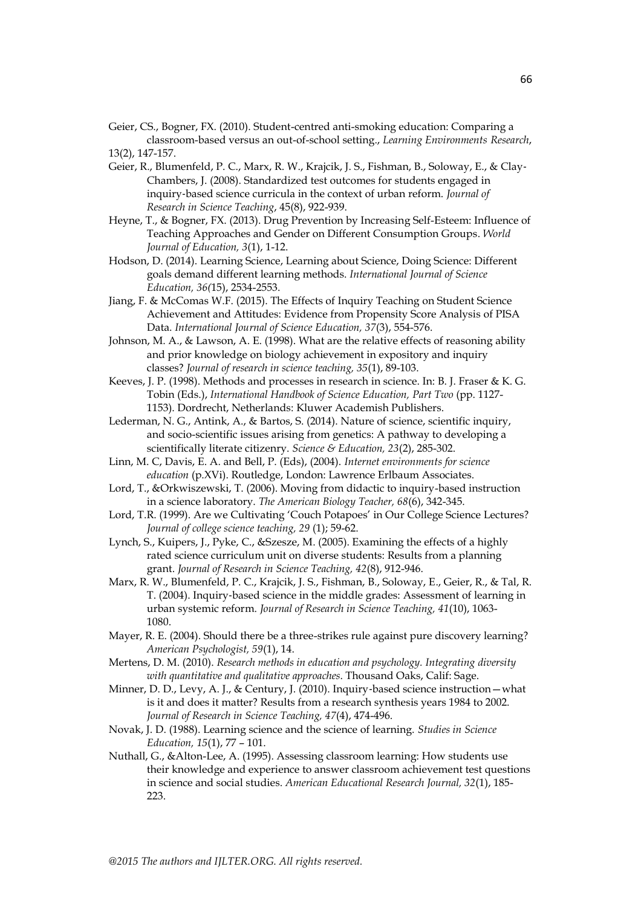Geier, CS., Bogner, FX. (2010). Student-centred anti-smoking education: Comparing a classroom-based versus an out-of-school setting., *Learning Environments Research*, 13(2), 147-157.

Geier, R., Blumenfeld, P. C., Marx, R. W., Krajcik, J. S., Fishman, B., Soloway, E., & Clay-Chambers, J. (2008). Standardized test outcomes for students engaged in inquiry-based science curricula in the context of urban reform. *Journal of Research in Science Teaching*, 45(8), 922-939.

Heyne, T., & Bogner, FX. (2013). Drug Prevention by Increasing Self-Esteem: Influence of Teaching Approaches and Gender on Different Consumption Groups. *World Journal of Education, 3*(1), 1-12.

Hodson, D. (2014). Learning Science, Learning about Science, Doing Science: Different goals demand different learning methods. *International Journal of Science Education, 36(*15), 2534-2553.

Jiang, F. & McComas W.F. (2015). The Effects of Inquiry Teaching on Student Science Achievement and Attitudes: Evidence from Propensity Score Analysis of PISA Data. *International Journal of Science Education, 37*(3), 554-576.

Johnson, M. A., & Lawson, A. E. (1998). What are the relative effects of reasoning ability and prior knowledge on biology achievement in expository and inquiry classes? *Journal of research in science teaching, 35*(1), 89-103.

Keeves, J. P. (1998). Methods and processes in research in science. In: B. J. Fraser & K. G. Tobin (Eds.), *International Handbook of Science Education, Part Two* (pp. 1127-1153). Dordrecht, Netherlands: Kluwer Academish Publishers.

Lederman, N. G., Antink, A., & Bartos, S. (2014). Nature of science, scientific inquiry, and socio-scientific issues arising from genetics: A pathway to developing a scientifically literate citizenry. *Science & Education, 23*(2), 285-302.

Linn, M. C, Davis, E. A. and Bell, P. (Eds), (2004). *Internet environments for science education* (p.XVi). Routledge, London: Lawrence Erlbaum Associates.

Lord, T., &Orkwiszewski, T. (2006). Moving from didactic to inquiry-based instruction in a science laboratory. *The American Biology Teacher, 68*(6), 342-345.

Lord, T.R. (1999). Are we Cultivating 'Couch Potapoes' in Our College Science Lectures? *Journal of college science teaching, 29* (1); 59-62.

Lynch, S., Kuipers, J., Pyke, C., &Szesze, M. (2005). Examining the effects of a highly rated science curriculum unit on diverse students: Results from a planning grant. *Journal of Research in Science Teaching, 42*(8), 912-946.

Marx, R. W., Blumenfeld, P. C., Krajcik, J. S., Fishman, B., Soloway, E., Geier, R., & Tal, R. T. (2004). Inquiry-based science in the middle grades: Assessment of learning in urban systemic reform. *Journal of Research in Science Teaching, 41*(10), 1063-1080.

Mayer, R. E. (2004). Should there be a three-strikes rule against pure discovery learning? *American Psychologist, 59*(1), 14.

Mertens, D. M. (2010). *Research methods in education and psychology. Integrating diversity with quantitative and qualitative approaches*. Thousand Oaks, Calif: Sage.

Minner, D. D., Levy, A. J., & Century, J. (2010). Inquiry-based science instruction—what is it and does it matter? Results from a research synthesis years 1984 to 2002. *Journal of Research in Science Teaching, 47*(4), 474-496.

Novak, J. D. (1988). Learning science and the science of learning. *Studies in Science Education, 15*(1), 77 – 101.

Nuthall, G., &Alton-Lee, A. (1995). Assessing classroom learning: How students use their knowledge and experience to answer classroom achievement test questions in science and social studies. *American Educational Research Journal, 32*(1), 185-223.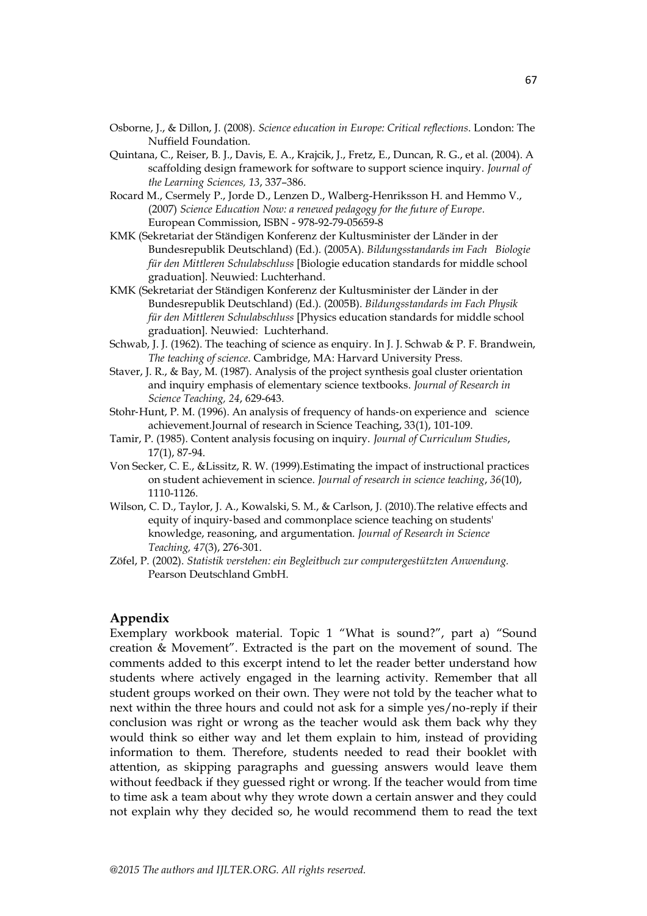Osborne, J., & Dillon, J. (2008). *Science education in Europe: Critical reflections*. London: The Nuffield Foundation.

Quintana, C., Reiser, B. J., Davis, E. A., Krajcik, J., Fretz, E., Duncan, R. G., et al. (2004). A scaffolding design framework for software to support science inquiry. *Journal of the Learning Sciences, 13*, 337–386.

Rocard M., Csermely P., Jorde D., Lenzen D., Walberg-Henriksson H. and Hemmo V., (2007) *Science Education Now: a renewed pedagogy for the future of Europe*. European Commission, ISBN - 978-92-79-05659-8

KMK (Sekretariat der Ständigen Konferenz der Kultusminister der Länder in der Bundesrepublik Deutschland) (Ed.). (2005A). *Bildungsstandards im Fach Biologie für den Mittleren Schulabschluss* [Biologie education standards for middle school graduation]. Neuwied: Luchterhand.

KMK (Sekretariat der Ständigen Konferenz der Kultusminister der Länder in der Bundesrepublik Deutschland) (Ed.). (2005B). *Bildungsstandards im Fach Physik für den Mittleren Schulabschluss* [Physics education standards for middle school graduation]. Neuwied: Luchterhand.

Schwab, J. J. (1962). The teaching of science as enquiry. In J. J. Schwab & P. F. Brandwein, *The teaching of science*. Cambridge, MA: Harvard University Press.

Staver, J. R., & Bay, M. (1987). Analysis of the project synthesis goal cluster orientation and inquiry emphasis of elementary science textbooks. *Journal of Research in Science Teaching, 24*, 629-643.

Stohr-Hunt, P. M. (1996). An analysis of frequency of hands-on experience and science achievement.Journal of research in Science Teaching, 33(1), 101-109.

Tamir, P. (1985). Content analysis focusing on inquiry. *Journal of Curriculum Studies*, 17(1), 87-94.

Von Secker, C. E., &Lissitz, R. W. (1999).Estimating the impact of instructional practices on student achievement in science. *Journal of research in science teaching*, *36*(10), 1110-1126.

Wilson, C. D., Taylor, J. A., Kowalski, S. M., & Carlson, J. (2010).The relative effects and equity of inquiry-based and commonplace science teaching on students' knowledge, reasoning, and argumentation. *Journal of Research in Science Teaching, 47*(3), 276-301.

Zöfel, P. (2002). *Statistik verstehen: ein Begleitbuch zur computergestützten Anwendung.* Pearson Deutschland GmbH.

## Appendix

Exemplary workbook material. Topic 1 “What is sound?”, part a) “Sound creation & Movement”. Extracted is the part on the movement of sound. The comments added to this excerpt intend to let the reader better understand how students where actively engaged in the learning activity. Remember that all student groups worked on their own. They were not told by the teacher what to next within the three hours and could not ask for a simple yes/no-reply if their conclusion was right or wrong as the teacher would ask them back why they would think so either way and let them explain to him, instead of providing information to them. Therefore, students needed to read their booklet with attention, as skipping paragraphs and guessing answers would leave them without feedback if they guessed right or wrong. If the teacher would from time to time ask a team about why they wrote down a certain answer and they could not explain why they decided so, he would recommend them to read the text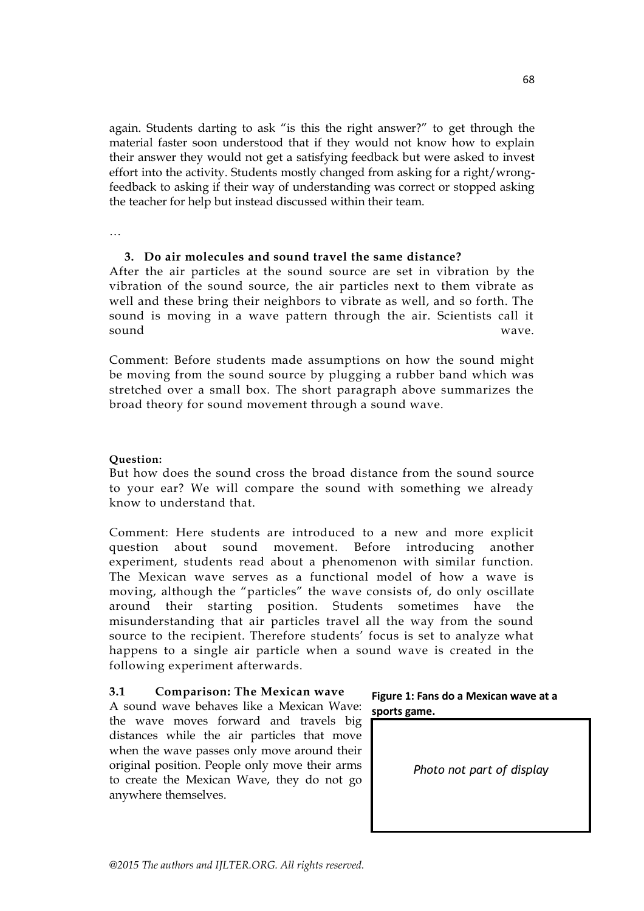again. Students darting to ask "is this the right answer?" to get through the material faster soon understood that if they would not know how to explain their answer they would not get a satisfying feedback but were asked to invest effort into the activity. Students mostly changed from asking for a right/wrong-feedback to asking if their way of understanding was correct or stopped asking the teacher for help but instead discussed within their team.

…

### 3. Do air molecules and sound travel the same distance?

After the air particles at the sound source are set in vibration by the vibration of the sound source, the air particles next to them vibrate as well and these bring their neighbors to vibrate as well, and so forth. The sound is moving in a wave pattern through the air. Scientists call it sound wave.

Comment: Before students made assumptions on how the sound might be moving from the sound source by plugging a rubber band which was stretched over a small box. The short paragraph above summarizes the broad theory for sound movement through a sound wave.

**Question:**

But how does the sound cross the broad distance from the sound source to your ear? We will compare the sound with something we already know to understand that.

Comment: Here students are introduced to a new and more explicit question about sound movement. Before introducing another experiment, students read about a phenomenon with similar function. The Mexican wave serves as a functional model of how a wave is moving, although the "particles" the wave consists of, do only oscillate around their starting position. Students sometimes have the misunderstanding that air particles travel all the way from the sound source to the recipient. Therefore students' focus is set to analyze what happens to a single air particle when a sound wave is created in the following experiment afterwards.

#### 3.1 Comparison: The Mexican wave

A sound wave behaves like a Mexican Wave: the wave moves forward and travels big distances while the air particles that move when the wave passes only move around their original position. People only move their arms to create the Mexican Wave, they do not go anywhere themselves.

**Figure 1: Fans do a Mexican wave at a sports game.**

*Photo not part of display*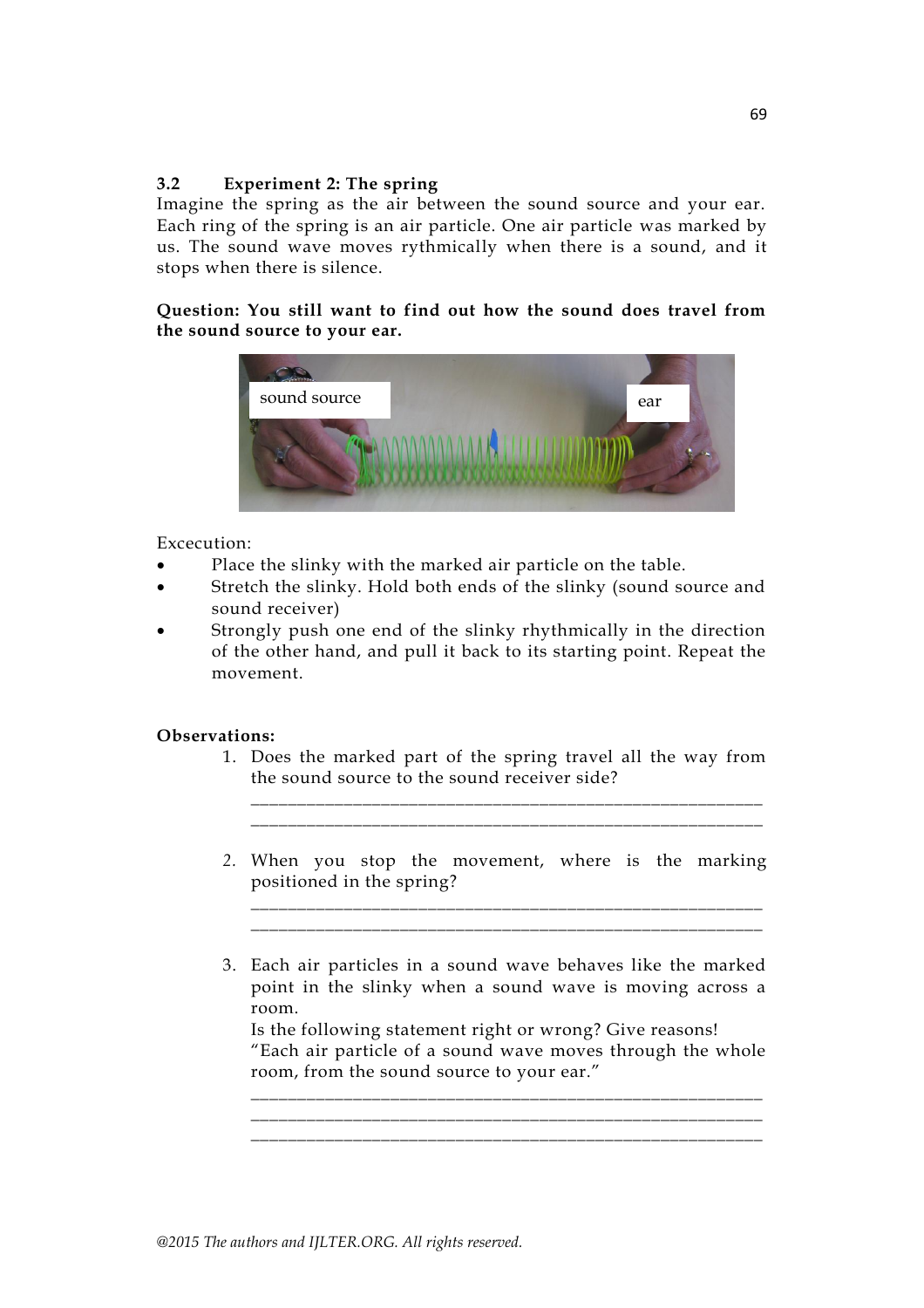### 3.2 Experiment 2: The spring

Imagine the spring as the air between the sound source and your ear. Each ring of the spring is an air particle. One air particle was marked by us. The sound wave moves rythmically when there is a sound, and it stops when there is silence.

**Question: You still want to find out how the sound does travel from the sound source to your ear.**

sound source

ear

Excecution:

- Place the slinky with the marked air particle on the table.
- Stretch the slinky. Hold both ends of the slinky (sound source and sound receiver)
- Strongly push one end of the slinky rhythmically in the direction of the other hand, and pull it back to its starting point. Repeat the movement.

**Observations:**

1. Does the marked part of the spring travel all the way from the sound source to the sound receiver side?

   \_\_\_\_\_\_\_\_\_\_\_\_\_\_\_\_\_\_\_\_\_\_\_\_\_\_\_\_\_\_\_\_\_\_\_\_\_\_\_\_\_\_\_\_\_\_\_\_\_\_\_\_\_\_\_\_\_\_
   \_\_\_\_\_\_\_\_\_\_\_\_\_\_\_\_\_\_\_\_\_\_\_\_\_\_\_\_\_\_\_\_\_\_\_\_\_\_\_\_\_\_\_\_\_\_\_\_\_\_\_\_\_\_\_\_\_\_

2. When you stop the movement, where is the marking positioned in the spring?

   \_\_\_\_\_\_\_\_\_\_\_\_\_\_\_\_\_\_\_\_\_\_\_\_\_\_\_\_\_\_\_\_\_\_\_\_\_\_\_\_\_\_\_\_\_\_\_\_\_\_\_\_\_\_\_\_\_\_
   \_\_\_\_\_\_\_\_\_\_\_\_\_\_\_\_\_\_\_\_\_\_\_\_\_\_\_\_\_\_\_\_\_\_\_\_\_\_\_\_\_\_\_\_\_\_\_\_\_\_\_\_\_\_\_\_\_\_

3. Each air particles in a sound wave behaves like the marked point in the slinky when a sound wave is moving across a room.
   Is the following statement right or wrong? Give reasons!
   "Each air particle of a sound wave moves through the whole room, from the sound source to your ear."

   \_\_\_\_\_\_\_\_\_\_\_\_\_\_\_\_\_\_\_\_\_\_\_\_\_\_\_\_\_\_\_\_\_\_\_\_\_\_\_\_\_\_\_\_\_\_\_\_\_\_\_\_\_\_\_\_\_\_
   \_\_\_\_\_\_\_\_\_\_\_\_\_\_\_\_\_\_\_\_\_\_\_\_\_\_\_\_\_\_\_\_\_\_\_\_\_\_\_\_\_\_\_\_\_\_\_\_\_\_\_\_\_\_\_\_\_\_
   \_\_\_\_\_\_\_\_\_\_\_\_\_\_\_\_\_\_\_\_\_\_\_\_\_\_\_\_\_\_\_\_\_\_\_\_\_\_\_\_\_\_\_\_\_\_\_\_\_\_\_\_\_\_\_\_\_\_

*@2015 The authors and IJLTER.ORG. All rights reserved.*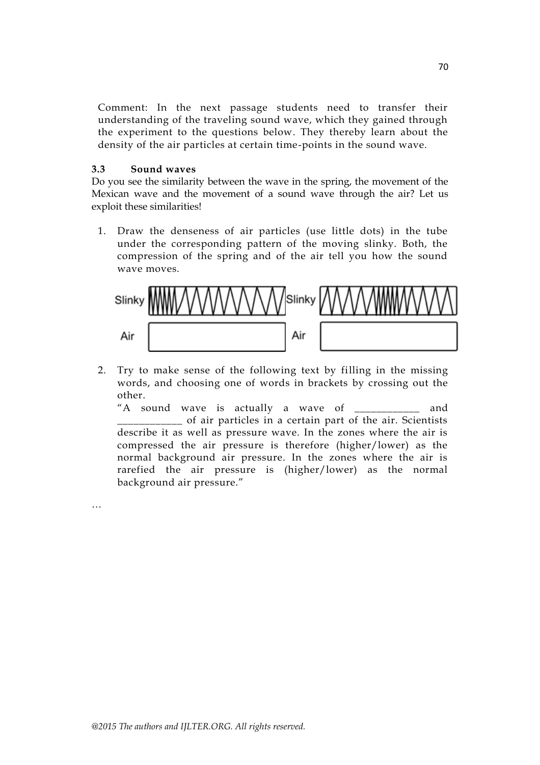Comment: In the next passage students need to transfer their understanding of the traveling sound wave, which they gained through the experiment to the questions below. They thereby learn about the density of the air particles at certain time-points in the sound wave.

### 3.3 Sound waves

Do you see the similarity between the wave in the spring, the movement of the Mexican wave and the movement of a sound wave through the air? Let us exploit these similarities!

1. Draw the denseness of air particles (use little dots) in the tube under the corresponding pattern of the moving slinky. Both, the compression of the spring and of the air tell you how the sound wave moves.

Slinky

Air

Slinky

Air

2. Try to make sense of the following text by filling in the missing words, and choosing one of words in brackets by crossing out the other.

   "A sound wave is actually a wave of ____________ and ____________ of air particles in a certain part of the air. Scientists describe it as well as pressure wave. In the zones where the air is compressed the air pressure is therefore (higher/lower) as the normal background air pressure. In the zones where the air is rarefied the air pressure is (higher/lower) as the normal background air pressure."

…